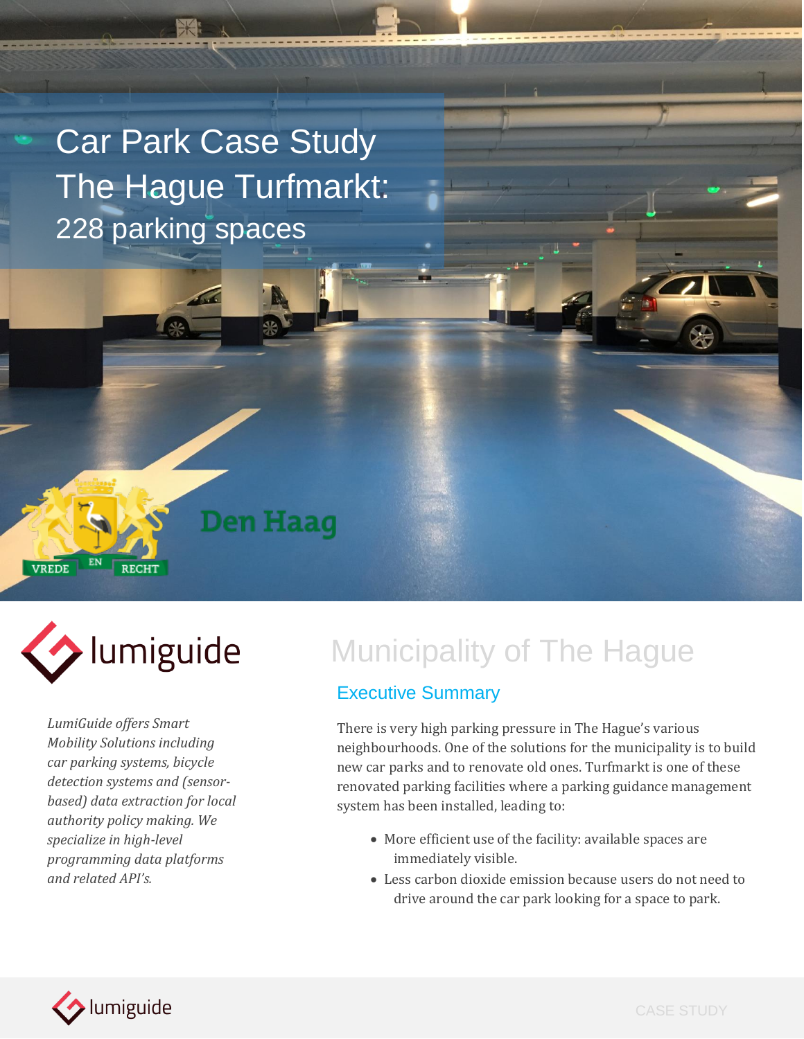# Car Park Case Study
# The Hague Turfmarkt:
## 228 parking spaces

*LumiGuide offers Smart Mobility Solutions including car parking systems, bicycle detection systems and (sensor-based) data extraction for local authority policy making. We specialize in high-level programming data platforms and related API's.*

# Municipality of The Hague

## Executive Summary

There is very high parking pressure in The Hague's various neighbourhoods. One of the solutions for the municipality is to build new car parks and to renovate old ones. Turfmarkt is one of these renovated parking facilities where a parking guidance management system has been installed, leading to:

- More efficient use of the facility: available spaces are immediately visible.
- Less carbon dioxide emission because users do not need to drive around the car park looking for a space to park.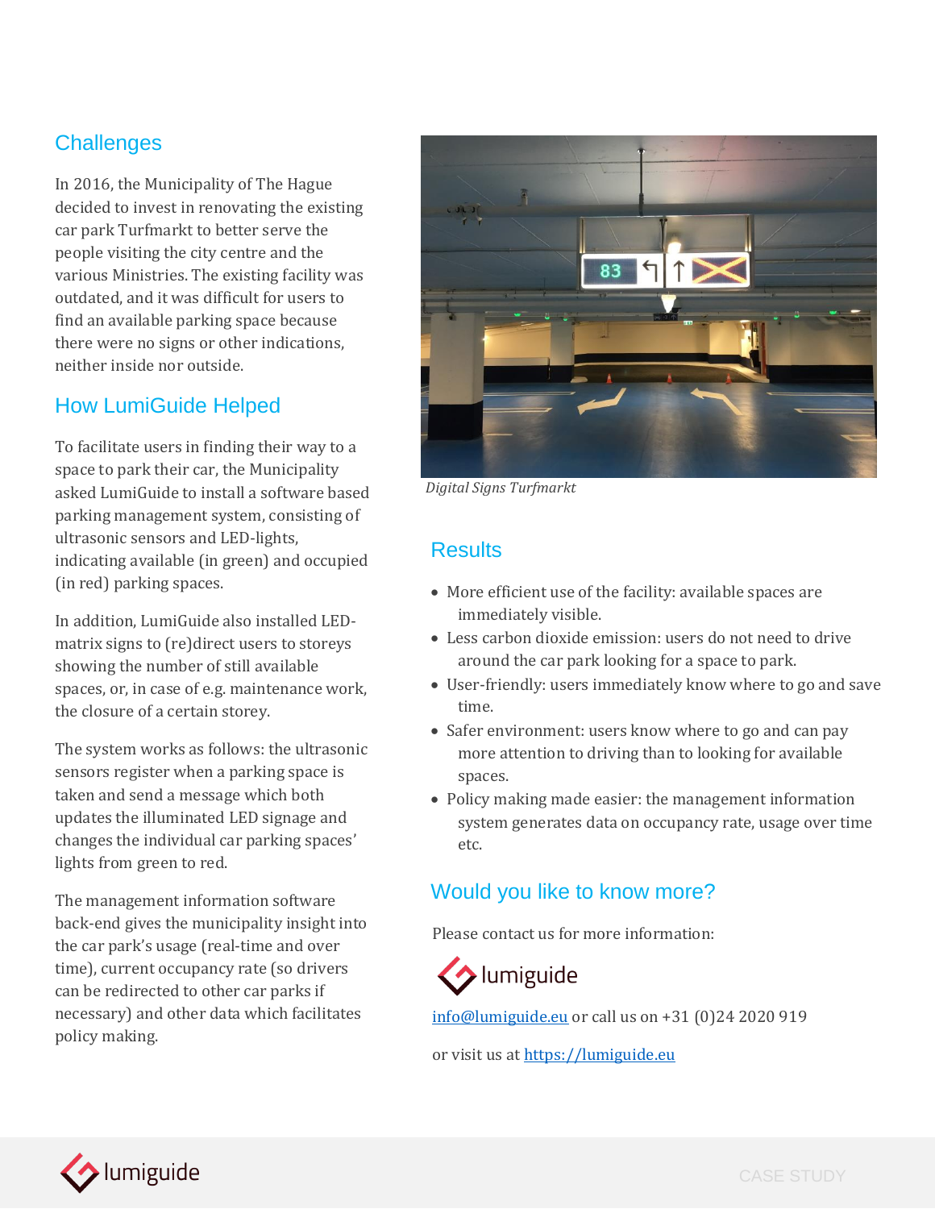## Challenges

In 2016, the Municipality of The Hague decided to invest in renovating the existing car park Turfmarkt to better serve the people visiting the city centre and the various Ministries. The existing facility was outdated, and it was difficult for users to find an available parking space because there were no signs or other indications, neither inside nor outside.

## How LumiGuide Helped

To facilitate users in finding their way to a space to park their car, the Municipality asked LumiGuide to install a software based parking management system, consisting of ultrasonic sensors and LED-lights, indicating available (in green) and occupied (in red) parking spaces.

In addition, LumiGuide also installed LED-matrix signs to (re)direct users to storeys showing the number of still available spaces, or, in case of e.g. maintenance work, the closure of a certain storey.

The system works as follows: the ultrasonic sensors register when a parking space is taken and send a message which both updates the illuminated LED signage and changes the individual car parking spaces' lights from green to red.

The management information software back-end gives the municipality insight into the car park's usage (real-time and over time), current occupancy rate (so drivers can be redirected to other car parks if necessary) and other data which facilitates policy making.

*Digital Signs Turfmarkt*

## Results

- More efficient use of the facility: available spaces are immediately visible.
- Less carbon dioxide emission: users do not need to drive around the car park looking for a space to park.
- User-friendly: users immediately know where to go and save time.
- Safer environment: users know where to go and can pay more attention to driving than to looking for available spaces.
- Policy making made easier: the management information system generates data on occupancy rate, usage over time etc.

## Would you like to know more?

Please contact us for more information:

lumiguide

info@lumiguide.eu or call us on +31 (0)24 2020 919

or visit us at https://lumiguide.eu